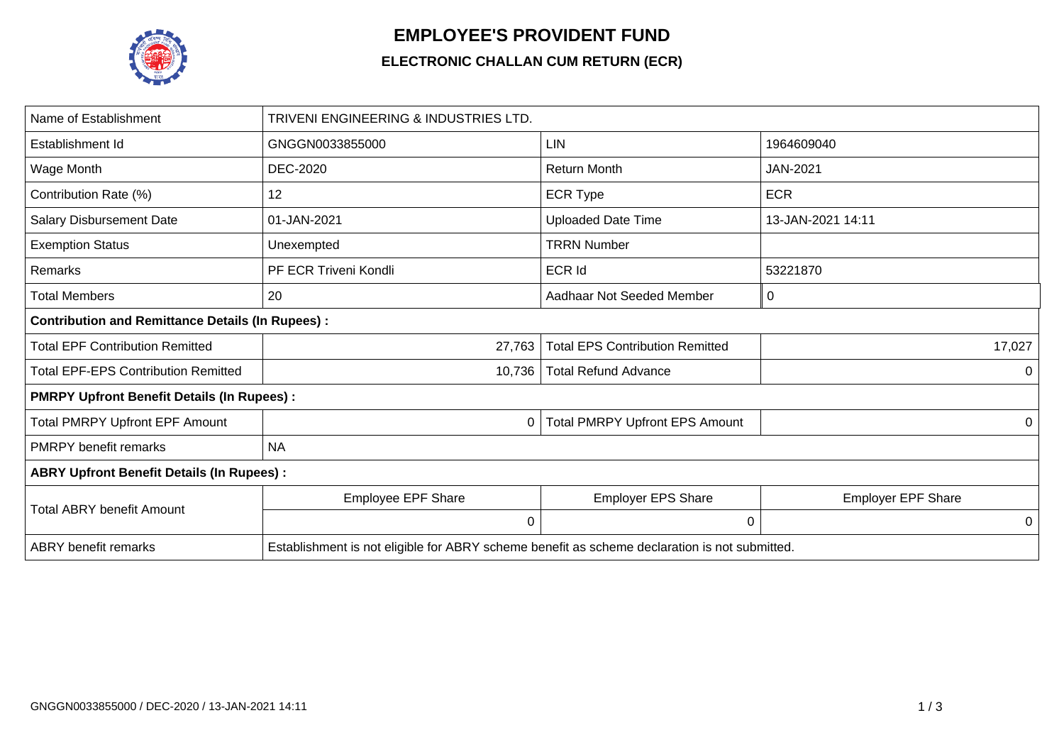# EMPLOYEE'S PROVIDENT FUND

## ELECTRONIC CHALLAN CUM RETURN (ECR)

| | | | |
|---|---|---|---|
| Name of Establishment | TRIVENI ENGINEERING & INDUSTRIES LTD. | | |
| Establishment Id | GNGGN0033855000 | LIN | 1964609040 |
| Wage Month | DEC-2020 | Return Month | JAN-2021 |
| Contribution Rate (%) | 12 | ECR Type | ECR |
| Salary Disbursement Date | 01-JAN-2021 | Uploaded Date Time | 13-JAN-2021 14:11 |
| Exemption Status | Unexempted | TRRN Number | |
| Remarks | PF ECR Triveni Kondli | ECR Id | 53221870 |
| Total Members | 20 | Aadhaar Not Seeded Member | 0 |
| **Contribution and Remittance Details (In Rupees) :** | | | |
| Total EPF Contribution Remitted | 27,763 | Total EPS Contribution Remitted | 17,027 |
| Total EPF-EPS Contribution Remitted | 10,736 | Total Refund Advance | 0 |
| **PMRPY Upfront Benefit Details (In Rupees) :** | | | |
| Total PMRPY Upfront EPF Amount | 0 | Total PMRPY Upfront EPS Amount | 0 |
| PMRPY benefit remarks | NA | | |
| **ABRY Upfront Benefit Details (In Rupees) :** | | | |
| Total ABRY benefit Amount | Employee EPF Share | Employer EPS Share | Employer EPF Share |
| | 0 | 0 | 0 |
| ABRY benefit remarks | Establishment is not eligible for ABRY scheme benefit as scheme declaration is not submitted. | | |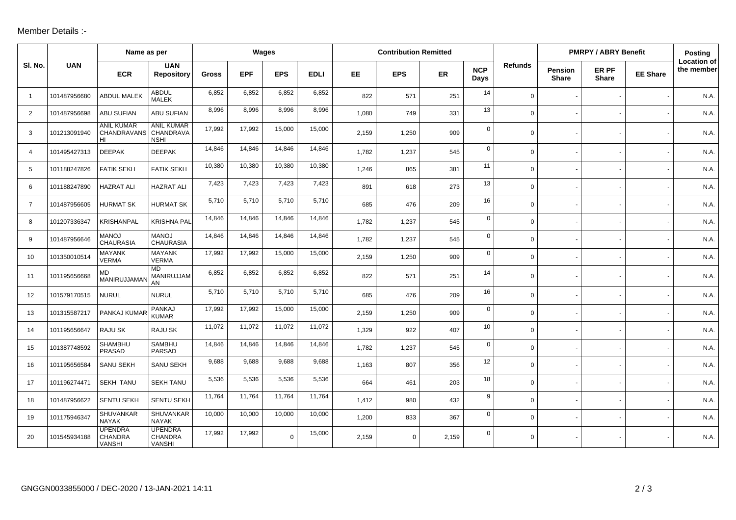Member Details :-

| Sl. No. | UAN | Name as per | | Wages | | | | Contribution Remitted | | | | Refunds | PMRPY / ABRY Benefit | | | Posting Location of the member |
|---|---|---|---|---|---|---|---|---|---|---|---|---|---|---|---|---|
| | | ECR | UAN Repository | Gross | EPF | EPS | EDLI | EE | EPS | ER | NCP Days | | Pension Share | ER PF Share | EE Share | |
| 1 | 101487956680 | ABDUL MALEK | ABDUL MALEK | 6,852 | 6,852 | 6,852 | 6,852 | 822 | 571 | 251 | 14 | 0 | - | - | - | N.A. |
| 2 | 101487956698 | ABU SUFIAN | ABU SUFIAN | 8,996 | 8,996 | 8,996 | 8,996 | 1,080 | 749 | 331 | 13 | 0 | - | - | - | N.A. |
| 3 | 101213091940 | ANIL KUMAR CHANDRAVANSHI | ANIL KUMAR CHANDRAVANSHI | 17,992 | 17,992 | 15,000 | 15,000 | 2,159 | 1,250 | 909 | 0 | 0 | - | - | - | N.A. |
| 4 | 101495427313 | DEEPAK | DEEPAK | 14,846 | 14,846 | 14,846 | 14,846 | 1,782 | 1,237 | 545 | 0 | 0 | - | - | - | N.A. |
| 5 | 101188247826 | FATIK SEKH | FATIK SEKH | 10,380 | 10,380 | 10,380 | 10,380 | 1,246 | 865 | 381 | 11 | 0 | - | - | - | N.A. |
| 6 | 101188247890 | HAZRAT ALI | HAZRAT ALI | 7,423 | 7,423 | 7,423 | 7,423 | 891 | 618 | 273 | 13 | 0 | - | - | - | N.A. |
| 7 | 101487956605 | HURMAT SK | HURMAT SK | 5,710 | 5,710 | 5,710 | 5,710 | 685 | 476 | 209 | 16 | 0 | - | - | - | N.A. |
| 8 | 101207336347 | KRISHANPAL | KRISHNA PAL | 14,846 | 14,846 | 14,846 | 14,846 | 1,782 | 1,237 | 545 | 0 | 0 | - | - | - | N.A. |
| 9 | 101487956646 | MANOJ CHAURASIA | MANOJ CHAURASIA | 14,846 | 14,846 | 14,846 | 14,846 | 1,782 | 1,237 | 545 | 0 | 0 | - | - | - | N.A. |
| 10 | 101350010514 | MAYANK VERMA | MAYANK VERMA | 17,992 | 17,992 | 15,000 | 15,000 | 2,159 | 1,250 | 909 | 0 | 0 | - | - | - | N.A. |
| 11 | 101195656668 | MD MANIRUJJAMAN | MD MANIRUJJAMAN | 6,852 | 6,852 | 6,852 | 6,852 | 822 | 571 | 251 | 14 | 0 | - | - | - | N.A. |
| 12 | 101579170515 | NURUL | NURUL | 5,710 | 5,710 | 5,710 | 5,710 | 685 | 476 | 209 | 16 | 0 | - | - | - | N.A. |
| 13 | 101315587217 | PANKAJ KUMAR | PANKAJ KUMAR | 17,992 | 17,992 | 15,000 | 15,000 | 2,159 | 1,250 | 909 | 0 | 0 | - | - | - | N.A. |
| 14 | 101195656647 | RAJU SK | RAJU SK | 11,072 | 11,072 | 11,072 | 11,072 | 1,329 | 922 | 407 | 10 | 0 | - | - | - | N.A. |
| 15 | 101387748592 | SHAMBHU PRASAD | SAMBHU PARSAD | 14,846 | 14,846 | 14,846 | 14,846 | 1,782 | 1,237 | 545 | 0 | 0 | - | - | - | N.A. |
| 16 | 101195656584 | SANU SEKH | SANU SEKH | 9,688 | 9,688 | 9,688 | 9,688 | 1,163 | 807 | 356 | 12 | 0 | - | - | - | N.A. |
| 17 | 101196274471 | SEKH TANU | SEKH TANU | 5,536 | 5,536 | 5,536 | 5,536 | 664 | 461 | 203 | 18 | 0 | - | - | - | N.A. |
| 18 | 101487956622 | SENTU SEKH | SENTU SEKH | 11,764 | 11,764 | 11,764 | 11,764 | 1,412 | 980 | 432 | 9 | 0 | - | - | - | N.A. |
| 19 | 101175946347 | SHUVANKAR NAYAK | SHUVANKAR NAYAK | 10,000 | 10,000 | 10,000 | 10,000 | 1,200 | 833 | 367 | 0 | 0 | - | - | - | N.A. |
| 20 | 101545934188 | UPENDRA CHANDRA VANSHI | UPENDRA CHANDRA VANSHI | 17,992 | 17,992 | 0 | 15,000 | 2,159 | 0 | 2,159 | 0 | 0 | - | - | - | N.A. |

GNGGN0033855000 / DEC-2020 / 13-JAN-2021 14:11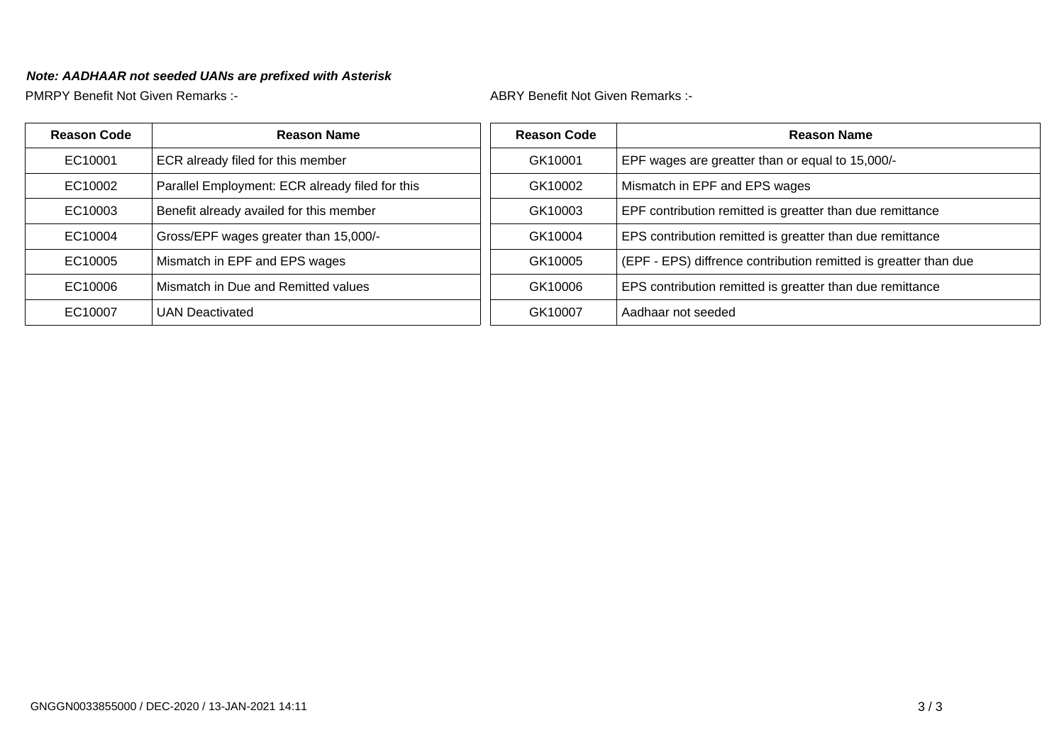***Note: AADHAAR not seeded UANs are prefixed with Asterisk***

PMRPY Benefit Not Given Remarks :-

| Reason Code | Reason Name |
| --- | --- |
| EC10001 | ECR already filed for this member |
| EC10002 | Parallel Employment: ECR already filed for this |
| EC10003 | Benefit already availed for this member |
| EC10004 | Gross/EPF wages greater than 15,000/- |
| EC10005 | Mismatch in EPF and EPS wages |
| EC10006 | Mismatch in Due and Remitted values |
| EC10007 | UAN Deactivated |

ABRY Benefit Not Given Remarks :-

| Reason Code | Reason Name |
| --- | --- |
| GK10001 | EPF wages are greatter than or equal to 15,000/- |
| GK10002 | Mismatch in EPF and EPS wages |
| GK10003 | EPF contribution remitted is greatter than due remittance |
| GK10004 | EPS contribution remitted is greatter than due remittance |
| GK10005 | (EPF - EPS) diffrence contribution remitted is greatter than due |
| GK10006 | EPS contribution remitted is greatter than due remittance |
| GK10007 | Aadhaar not seeded |

GNGGN0033855000 / DEC-2020 / 13-JAN-2021 14:11